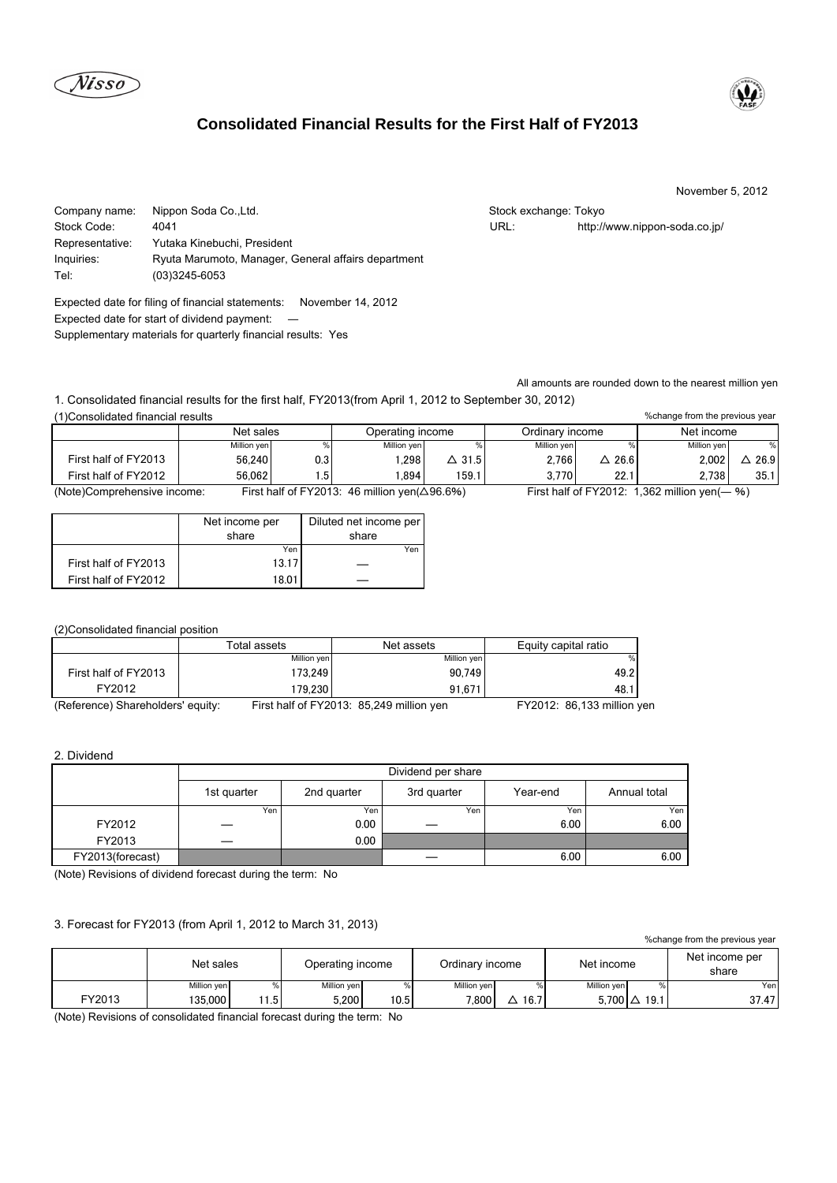Nisso

# Consolidated Financial Results for the First Half of FY2013

November 5, 2012

Company name: Nippon Soda Co.,Ltd.
Stock Code: 4041
Representative: Yutaka Kinebuchi, President
Inquiries: Ryuta Marumoto, Manager, General affairs department
Tel: (03)3245-6053

Stock exchange: Tokyo
URL: http://www.nippon-soda.co.jp/

Expected date for filing of financial statements: November 14, 2012
Expected date for start of dividend payment: —
Supplementary materials for quarterly financial results: Yes

All amounts are rounded down to the nearest million yen

1. Consolidated financial results for the first half, FY2013(from April 1, 2012 to September 30, 2012)

(1)Consolidated financial results

%change from the previous year

| | Net sales | | Operating income | | Ordinary income | | Net income | |
|---|---|---|---|---|---|---|---|---|
| | Million yen | % | Million yen | % | Million yen | % | Million yen | % |
| First half of FY2013 | 56,240 | 0.3 | 1,298 | △ 31.5 | 2,766 | △ 26.6 | 2,002 | △ 26.9 |
| First half of FY2012 | 56,062 | 1.5 | 1,894 | 159.1 | 3,770 | 22.1 | 2,738 | 35.1 |

(Note)Comprehensive income: First half of FY2013: 46 million yen(△96.6%) First half of FY2012: 1,362 million yen(— %)

| | Net income per share | Diluted net income per share |
|---|---|---|
| | Yen | Yen |
| First half of FY2013 | 13.17 | — |
| First half of FY2012 | 18.01 | — |

(2)Consolidated financial position

| | Total assets | Net assets | Equity capital ratio |
|---|---|---|---|
| | Million yen | Million yen | % |
| First half of FY2013 | 173,249 | 90,749 | 49.2 |
| FY2012 | 179,230 | 91,671 | 48.1 |

(Reference) Shareholders' equity: First half of FY2013: 85,249 million yen FY2012: 86,133 million yen

2. Dividend

| | Dividend per share | | | | |
|---|---|---|---|---|---|
| | 1st quarter | 2nd quarter | 3rd quarter | Year-end | Annual total |
| | Yen | Yen | Yen | Yen | Yen |
| FY2012 | — | 0.00 | — | 6.00 | 6.00 |
| FY2013 | — | 0.00 | | | |
| FY2013(forecast) | | | — | 6.00 | 6.00 |

(Note) Revisions of dividend forecast during the term: No

3. Forecast for FY2013 (from April 1, 2012 to March 31, 2013)

%change from the previous year

| | Net sales | | Operating income | | Ordinary income | | Net income | | Net income per share |
|---|---|---|---|---|---|---|---|---|---|
| | Million yen | % | Million yen | % | Million yen | % | Million yen | % | Yen |
| FY2013 | 135,000 | 11.5 | 5,200 | 10.5 | 7,800 | △ 16.7 | 5,700 | △ 19.1 | 37.47 |

(Note) Revisions of consolidated financial forecast during the term: No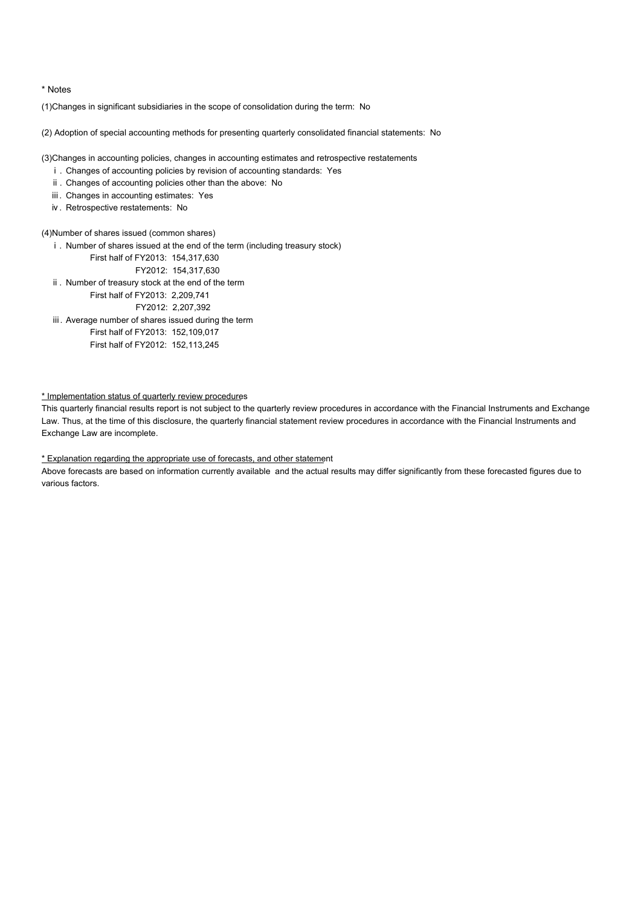\* Notes

(1)Changes in significant subsidiaries in the scope of consolidation during the term: No

(2) Adoption of special accounting methods for presenting quarterly consolidated financial statements: No

(3)Changes in accounting policies, changes in accounting estimates and retrospective restatements

- ⅰ. Changes of accounting policies by revision of accounting standards: Yes
- ⅱ. Changes of accounting policies other than the above: No
- ⅲ. Changes in accounting estimates: Yes
- ⅳ. Retrospective restatements: No

(4)Number of shares issued (common shares)

- ⅰ. Number of shares issued at the end of the term (including treasury stock)
  - First half of FY2013: 154,317,630
  - FY2012: 154,317,630
- ⅱ. Number of treasury stock at the end of the term
  - First half of FY2013: 2,209,741
  - FY2012: 2,207,392
- ⅲ. Average number of shares issued during the term
  - First half of FY2013: 152,109,017
  - First half of FY2012: 152,113,245

<u>* Implementation status of quarterly review procedures</u>

This quarterly financial results report is not subject to the quarterly review procedures in accordance with the Financial Instruments and Exchange Law. Thus, at the time of this disclosure, the quarterly financial statement review procedures in accordance with the Financial Instruments and Exchange Law are incomplete.

<u>* Explanation regarding the appropriate use of forecasts, and other statement</u>

Above forecasts are based on information currently available and the actual results may differ significantly from these forecasted figures due to various factors.